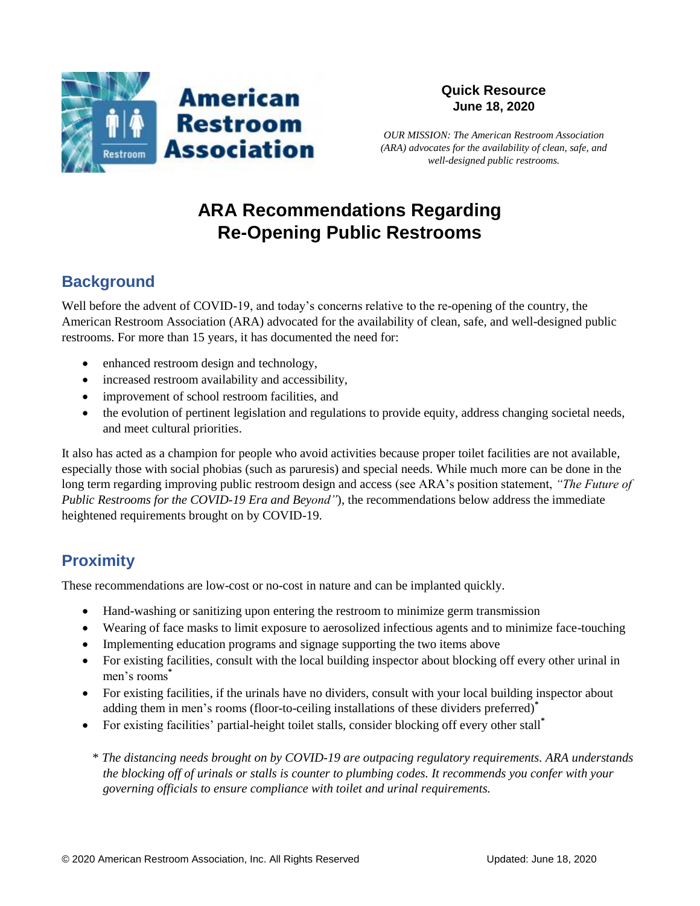American Restroom Association

**Quick Resource**
**June 18, 2020**

*OUR MISSION: The American Restroom Association (ARA) advocates for the availability of clean, safe, and well-designed public restrooms.*

# ARA Recommendations Regarding Re-Opening Public Restrooms

## Background

Well before the advent of COVID-19, and today's concerns relative to the re-opening of the country, the American Restroom Association (ARA) advocated for the availability of clean, safe, and well-designed public restrooms. For more than 15 years, it has documented the need for:

- enhanced restroom design and technology,
- increased restroom availability and accessibility,
- improvement of school restroom facilities, and
- the evolution of pertinent legislation and regulations to provide equity, address changing societal needs, and meet cultural priorities.

It also has acted as a champion for people who avoid activities because proper toilet facilities are not available, especially those with social phobias (such as paruresis) and special needs. While much more can be done in the long term regarding improving public restroom design and access (see ARA's position statement, *"The Future of Public Restrooms for the COVID-19 Era and Beyond"*), the recommendations below address the immediate heightened requirements brought on by COVID-19.

## Proximity

These recommendations are low-cost or no-cost in nature and can be implanted quickly.

- Hand-washing or sanitizing upon entering the restroom to minimize germ transmission
- Wearing of face masks to limit exposure to aerosolized infectious agents and to minimize face-touching
- Implementing education programs and signage supporting the two items above
- For existing facilities, consult with the local building inspector about blocking off every other urinal in men's rooms*
- For existing facilities, if the urinals have no dividers, consult with your local building inspector about adding them in men's rooms (floor-to-ceiling installations of these dividers preferred)*
- For existing facilities' partial-height toilet stalls, consider blocking off every other stall*

*\* The distancing needs brought on by COVID-19 are outpacing regulatory requirements. ARA understands the blocking off of urinals or stalls is counter to plumbing codes. It recommends you confer with your governing officials to ensure compliance with toilet and urinal requirements.*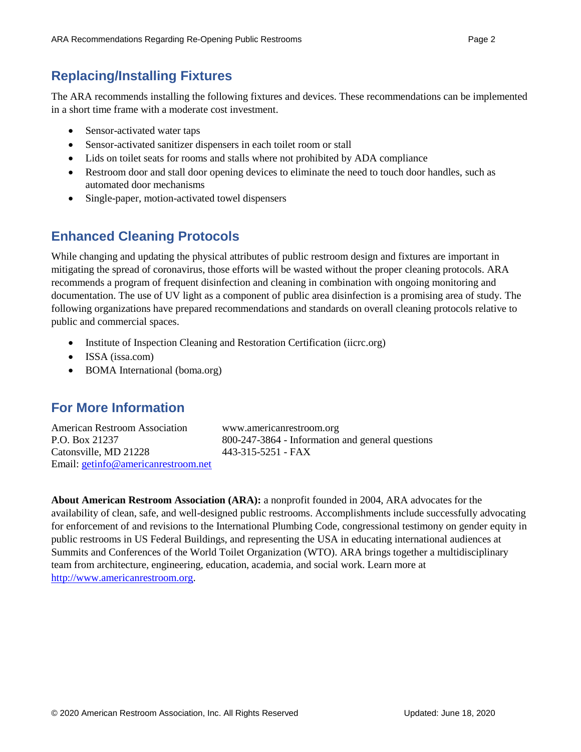## Replacing/Installing Fixtures

The ARA recommends installing the following fixtures and devices. These recommendations can be implemented in a short time frame with a moderate cost investment.

- Sensor-activated water taps
- Sensor-activated sanitizer dispensers in each toilet room or stall
- Lids on toilet seats for rooms and stalls where not prohibited by ADA compliance
- Restroom door and stall door opening devices to eliminate the need to touch door handles, such as automated door mechanisms
- Single-paper, motion-activated towel dispensers

## Enhanced Cleaning Protocols

While changing and updating the physical attributes of public restroom design and fixtures are important in mitigating the spread of coronavirus, those efforts will be wasted without the proper cleaning protocols. ARA recommends a program of frequent disinfection and cleaning in combination with ongoing monitoring and documentation. The use of UV light as a component of public area disinfection is a promising area of study. The following organizations have prepared recommendations and standards on overall cleaning protocols relative to public and commercial spaces.

- Institute of Inspection Cleaning and Restoration Certification (iicrc.org)
- ISSA (issa.com)
- BOMA International (boma.org)

## For More Information

American Restroom Association
P.O. Box 21237
Catonsville, MD 21228
Email: getinfo@americanrestroom.net

www.americanrestroom.org
800-247-3864 - Information and general questions
443-315-5251 - FAX

**About American Restroom Association (ARA):** a nonprofit founded in 2004, ARA advocates for the availability of clean, safe, and well-designed public restrooms. Accomplishments include successfully advocating for enforcement of and revisions to the International Plumbing Code, congressional testimony on gender equity in public restrooms in US Federal Buildings, and representing the USA in educating international audiences at Summits and Conferences of the World Toilet Organization (WTO). ARA brings together a multidisciplinary team from architecture, engineering, education, academia, and social work. Learn more at http://www.americanrestroom.org.

© 2020 American Restroom Association, Inc. All Rights Reserved

Updated: June 18, 2020